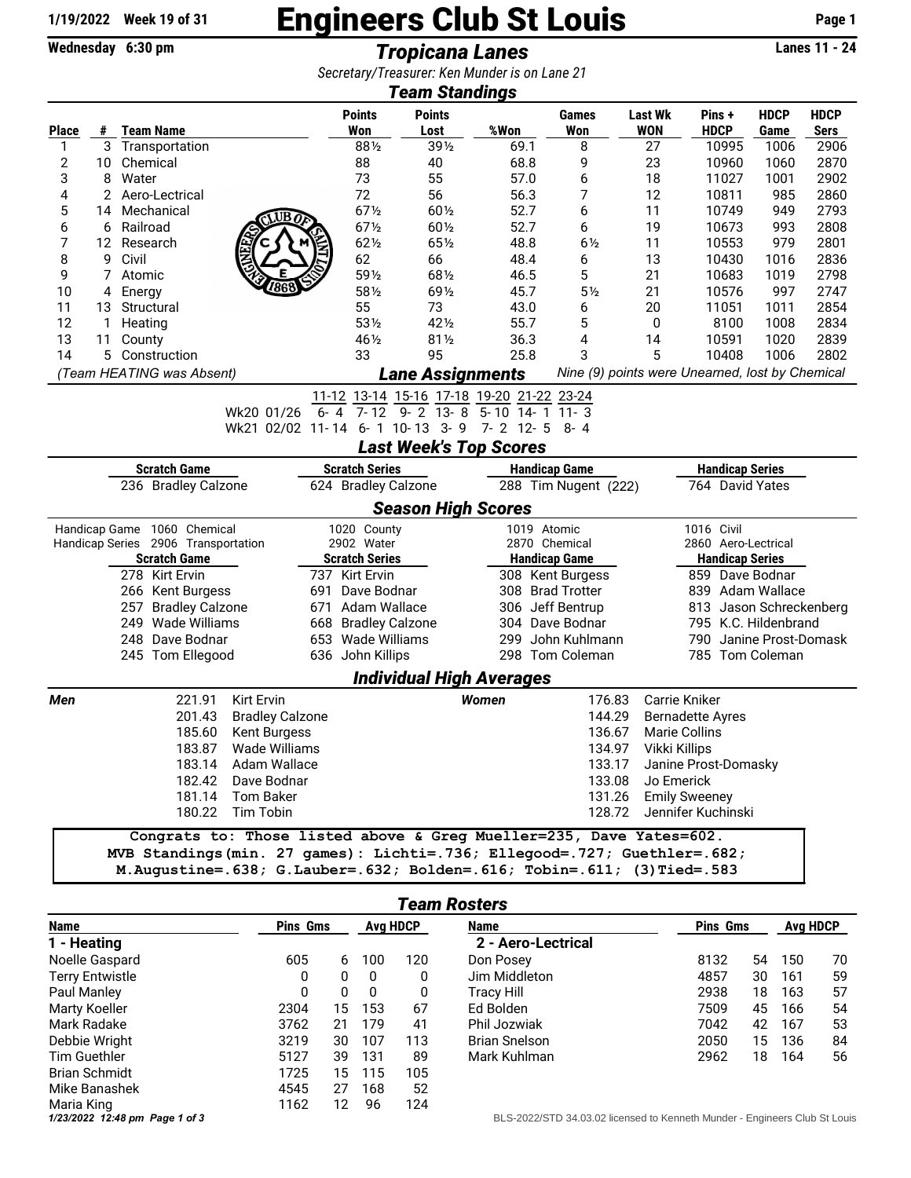1/19/2022 Week 19 of 31

# Engineers Club St Louis

Wednesday 6:30 pm

## Tropicana Lanes

Lanes 11 - 24

*Secretary/Treasurer: Ken Munder is on Lane 21*

### Team Standings

| Place | # | Team Name | Points Won | Points Lost | %Won | Games Won | Last Wk WON | Pins + HDCP | HDCP Game | HDCP Sers |
|---|---|---|---|---|---|---|---|---|---|---|
| 1 | 3 | Transportation | 88½ | 39½ | 69.1 | 8 | 27 | 10995 | 1006 | 2906 |
| 2 | 10 | Chemical | 88 | 40 | 68.8 | 9 | 23 | 10960 | 1060 | 2870 |
| 3 | 8 | Water | 73 | 55 | 57.0 | 6 | 18 | 11027 | 1001 | 2902 |
| 4 | 2 | Aero-Lectrical | 72 | 56 | 56.3 | 7 | 12 | 10811 | 985 | 2860 |
| 5 | 14 | Mechanical | 67½ | 60½ | 52.7 | 6 | 11 | 10749 | 949 | 2793 |
| 6 | 6 | Railroad | 67½ | 60½ | 52.7 | 6 | 19 | 10673 | 993 | 2808 |
| 7 | 12 | Research | 62½ | 65½ | 48.8 | 6½ | 11 | 10553 | 979 | 2801 |
| 8 | 9 | Civil | 62 | 66 | 48.4 | 6 | 13 | 10430 | 1016 | 2836 |
| 9 | 7 | Atomic | 59½ | 68½ | 46.5 | 5 | 21 | 10683 | 1019 | 2798 |
| 10 | 4 | Energy | 58½ | 69½ | 45.7 | 5½ | 21 | 10576 | 997 | 2747 |
| 11 | 13 | Structural | 55 | 73 | 43.0 | 6 | 20 | 11051 | 1011 | 2854 |
| 12 | 1 | Heating | 53½ | 42½ | 55.7 | 5 | 0 | 8100 | 1008 | 2834 |
| 13 | 11 | County | 46½ | 81½ | 36.3 | 4 | 14 | 10591 | 1020 | 2839 |
| 14 | 5 | Construction | 33 | 95 | 25.8 | 3 | 5 | 10408 | 1006 | 2802 |

*(Team HEATING was Absent)* — *Nine (9) points were Unearned, lost by Chemical*

### Lane Assignments

| | 11-12 | 13-14 | 15-16 | 17-18 | 19-20 | 21-22 | 23-24 |
|---|---|---|---|---|---|---|---|
| Wk20 01/26 | 6- 4 | 7- 12 | 9- 2 | 13- 8 | 5- 10 | 14- 1 | 11- 3 |
| Wk21 02/02 | 11- 14 | 6- 1 | 10- 13 | 3- 9 | 7- 2 | 12- 5 | 8- 4 |

### Last Week's Top Scores

| Scratch Game | Scratch Series | Handicap Game | Handicap Series |
|---|---|---|---|
| 236 Bradley Calzone | 624 Bradley Calzone | 288 Tim Nugent (222) | 764 David Yates |

### Season High Scores

| | | | | |
|---|---|---|---|---|
| Handicap Game | 1060 Chemical | 1020 County | 1019 Atomic | 1016 Civil |
| Handicap Series | 2906 Transportation | 2902 Water | 2870 Chemical | 2860 Aero-Lectrical |

| Scratch Game | Scratch Series | Handicap Game | Handicap Series |
|---|---|---|---|
| 278 Kirt Ervin | 737 Kirt Ervin | 308 Kent Burgess | 859 Dave Bodnar |
| 266 Kent Burgess | 691 Dave Bodnar | 308 Brad Trotter | 839 Adam Wallace |
| 257 Bradley Calzone | 671 Adam Wallace | 306 Jeff Bentrup | 813 Jason Schreckenberg |
| 249 Wade Williams | 668 Bradley Calzone | 304 Dave Bodnar | 795 K.C. Hildenbrand |
| 248 Dave Bodnar | 653 Wade Williams | 299 John Kuhlmann | 790 Janine Prost-Domask |
| 245 Tom Ellegood | 636 John Killips | 298 Tom Coleman | 785 Tom Coleman |

### Individual High Averages

| Men | | Women | |
|---|---|---|---|
| 221.91 | Kirt Ervin | 176.83 | Carrie Kniker |
| 201.43 | Bradley Calzone | 144.29 | Bernadette Ayres |
| 185.60 | Kent Burgess | 136.67 | Marie Collins |
| 183.87 | Wade Williams | 134.97 | Vikki Killips |
| 183.14 | Adam Wallace | 133.17 | Janine Prost-Domasky |
| 182.42 | Dave Bodnar | 133.08 | Jo Emerick |
| 181.14 | Tom Baker | 131.26 | Emily Sweeney |
| 180.22 | Tim Tobin | 128.72 | Jennifer Kuchinski |

**Congrats to: Those listed above & Greg Mueller=235, Dave Yates=602.**
**MVB Standings(min. 27 games): Lichti=.736; Ellegood=.727; Guethler=.682;**
**M.Augustine=.638; G.Lauber=.632; Bolden=.616; Tobin=.611; (3)Tied=.583**

### Team Rosters

| Name | Pins | Gms | Avg | HDCP |
|---|---|---|---|---|
| **1 - Heating** | | | | |
| Noelle Gaspard | 605 | 6 | 100 | 120 |
| Terry Entwistle | 0 | 0 | 0 | 0 |
| Paul Manley | 0 | 0 | 0 | 0 |
| Marty Koeller | 2304 | 15 | 153 | 67 |
| Mark Radake | 3762 | 21 | 179 | 41 |
| Debbie Wright | 3219 | 30 | 107 | 113 |
| Tim Guethler | 5127 | 39 | 131 | 89 |
| Brian Schmidt | 1725 | 15 | 115 | 105 |
| Mike Banashek | 4545 | 27 | 168 | 52 |
| Maria King | 1162 | 12 | 96 | 124 |

| Name | Pins | Gms | Avg | HDCP |
|---|---|---|---|---|
| **2 - Aero-Lectrical** | | | | |
| Don Posey | 8132 | 54 | 150 | 70 |
| Jim Middleton | 4857 | 30 | 161 | 59 |
| Tracy Hill | 2938 | 18 | 163 | 57 |
| Ed Bolden | 7509 | 45 | 166 | 54 |
| Phil Jozwiak | 7042 | 42 | 167 | 53 |
| Brian Snelson | 2050 | 15 | 136 | 84 |
| Mark Kuhlman | 2962 | 18 | 164 | 56 |

*1/23/2022 12:48 pm Page 1 of 3*

BLS-2022/STD 34.03.02 licensed to Kenneth Munder - Engineers Club St Louis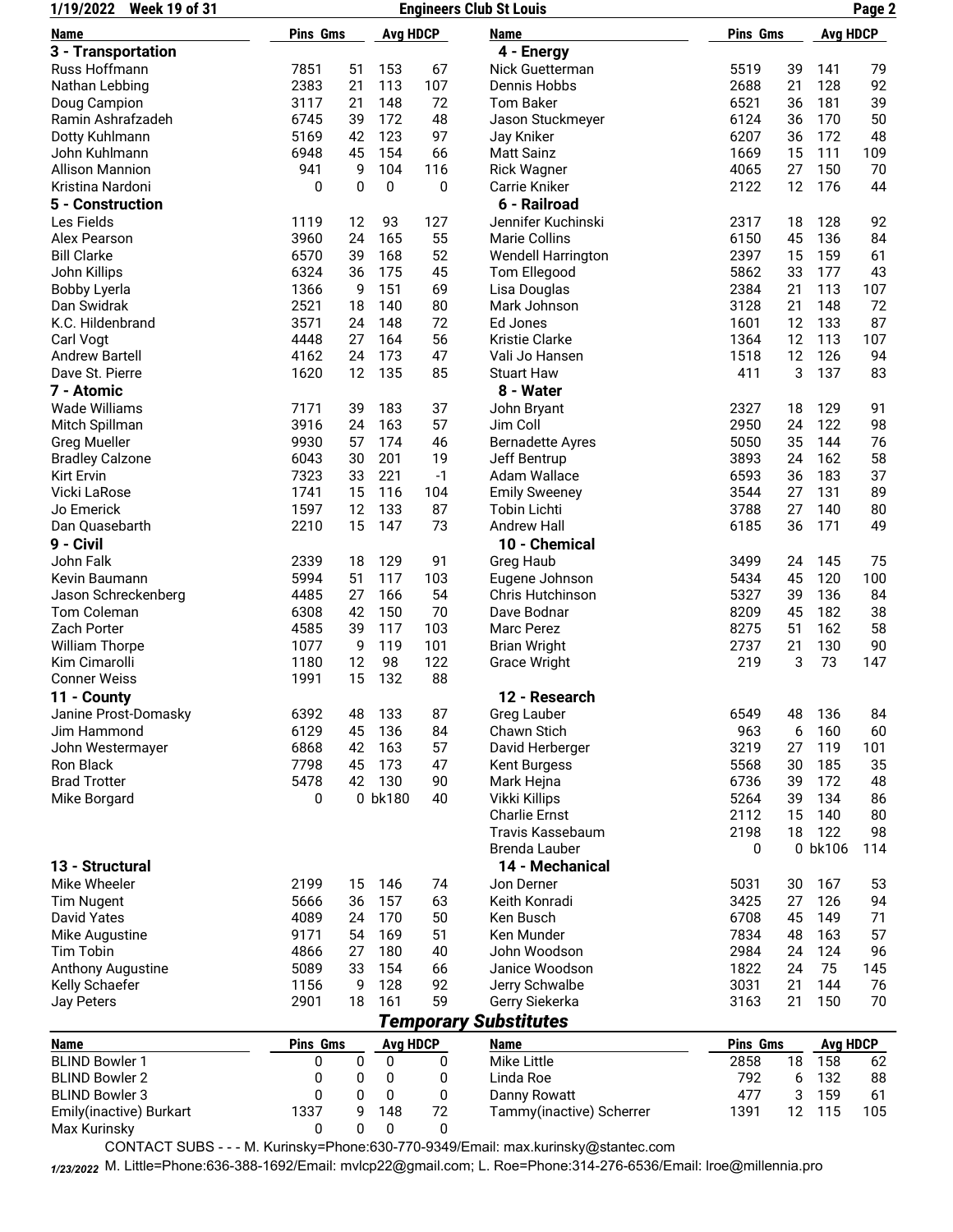## 3 - Transportation

| Name | Pins | Gms | Avg | HDCP |
|---|---|---|---|---|
| Russ Hoffmann | 7851 | 51 | 153 | 67 |
| Nathan Lebbing | 2383 | 21 | 113 | 107 |
| Doug Campion | 3117 | 21 | 148 | 72 |
| Ramin Ashrafzadeh | 6745 | 39 | 172 | 48 |
| Dotty Kuhlmann | 5169 | 42 | 123 | 97 |
| John Kuhlmann | 6948 | 45 | 154 | 66 |
| Allison Mannion | 941 | 9 | 104 | 116 |
| Kristina Nardoni | 0 | 0 | 0 | 0 |

## 4 - Energy

| Name | Pins | Gms | Avg | HDCP |
|---|---|---|---|---|
| Nick Guetterman | 5519 | 39 | 141 | 79 |
| Dennis Hobbs | 2688 | 21 | 128 | 92 |
| Tom Baker | 6521 | 36 | 181 | 39 |
| Jason Stuckmeyer | 6124 | 36 | 170 | 50 |
| Jay Kniker | 6207 | 36 | 172 | 48 |
| Matt Sainz | 1669 | 15 | 111 | 109 |
| Rick Wagner | 4065 | 27 | 150 | 70 |
| Carrie Kniker | 2122 | 12 | 176 | 44 |

## 5 - Construction

| Name | Pins | Gms | Avg | HDCP |
|---|---|---|---|---|
| Les Fields | 1119 | 12 | 93 | 127 |
| Alex Pearson | 3960 | 24 | 165 | 55 |
| Bill Clarke | 6570 | 39 | 168 | 52 |
| John Killips | 6324 | 36 | 175 | 45 |
| Bobby Lyerla | 1366 | 9 | 151 | 69 |
| Dan Swidrak | 2521 | 18 | 140 | 80 |
| K.C. Hildenbrand | 3571 | 24 | 148 | 72 |
| Carl Vogt | 4448 | 27 | 164 | 56 |
| Andrew Bartell | 4162 | 24 | 173 | 47 |
| Dave St. Pierre | 1620 | 12 | 135 | 85 |

## 6 - Railroad

| Name | Pins | Gms | Avg | HDCP |
|---|---|---|---|---|
| Jennifer Kuchinski | 2317 | 18 | 128 | 92 |
| Marie Collins | 6150 | 45 | 136 | 84 |
| Wendell Harrington | 2397 | 15 | 159 | 61 |
| Tom Ellegood | 5862 | 33 | 177 | 43 |
| Lisa Douglas | 2384 | 21 | 113 | 107 |
| Mark Johnson | 3128 | 21 | 148 | 72 |
| Ed Jones | 1601 | 12 | 133 | 87 |
| Kristie Clarke | 1364 | 12 | 113 | 107 |
| Vali Jo Hansen | 1518 | 12 | 126 | 94 |
| Stuart Haw | 411 | 3 | 137 | 83 |

## 7 - Atomic

| Name | Pins | Gms | Avg | HDCP |
|---|---|---|---|---|
| Wade Williams | 7171 | 39 | 183 | 37 |
| Mitch Spillman | 3916 | 24 | 163 | 57 |
| Greg Mueller | 9930 | 57 | 174 | 46 |
| Bradley Calzone | 6043 | 30 | 201 | 19 |
| Kirt Ervin | 7323 | 33 | 221 | -1 |
| Vicki LaRose | 1741 | 15 | 116 | 104 |
| Jo Emerick | 1597 | 12 | 133 | 87 |
| Dan Quasebarth | 2210 | 15 | 147 | 73 |

## 8 - Water

| Name | Pins | Gms | Avg | HDCP |
|---|---|---|---|---|
| John Bryant | 2327 | 18 | 129 | 91 |
| Jim Coll | 2950 | 24 | 122 | 98 |
| Bernadette Ayres | 5050 | 35 | 144 | 76 |
| Jeff Bentrup | 3893 | 24 | 162 | 58 |
| Adam Wallace | 6593 | 36 | 183 | 37 |
| Emily Sweeney | 3544 | 27 | 131 | 89 |
| Tobin Lichti | 3788 | 27 | 140 | 80 |
| Andrew Hall | 6185 | 36 | 171 | 49 |

## 9 - Civil

| Name | Pins | Gms | Avg | HDCP |
|---|---|---|---|---|
| John Falk | 2339 | 18 | 129 | 91 |
| Kevin Baumann | 5994 | 51 | 117 | 103 |
| Jason Schreckenberg | 4485 | 27 | 166 | 54 |
| Tom Coleman | 6308 | 42 | 150 | 70 |
| Zach Porter | 4585 | 39 | 117 | 103 |
| William Thorpe | 1077 | 9 | 119 | 101 |
| Kim Cimarolli | 1180 | 12 | 98 | 122 |
| Conner Weiss | 1991 | 15 | 132 | 88 |

## 10 - Chemical

| Name | Pins | Gms | Avg | HDCP |
|---|---|---|---|---|
| Greg Haub | 3499 | 24 | 145 | 75 |
| Eugene Johnson | 5434 | 45 | 120 | 100 |
| Chris Hutchinson | 5327 | 39 | 136 | 84 |
| Dave Bodnar | 8209 | 45 | 182 | 38 |
| Marc Perez | 8275 | 51 | 162 | 58 |
| Brian Wright | 2737 | 21 | 130 | 90 |
| Grace Wright | 219 | 3 | 73 | 147 |

## 11 - County

| Name | Pins | Gms | Avg | HDCP |
|---|---|---|---|---|
| Janine Prost-Domasky | 6392 | 48 | 133 | 87 |
| Jim Hammond | 6129 | 45 | 136 | 84 |
| John Westermayer | 6868 | 42 | 163 | 57 |
| Ron Black | 7798 | 45 | 173 | 47 |
| Brad Trotter | 5478 | 42 | 130 | 90 |
| Mike Borgard | 0 | 0 | bk180 | 40 |

## 12 - Research

| Name | Pins | Gms | Avg | HDCP |
|---|---|---|---|---|
| Greg Lauber | 6549 | 48 | 136 | 84 |
| Chawn Stich | 963 | 6 | 160 | 60 |
| David Herberger | 3219 | 27 | 119 | 101 |
| Kent Burgess | 5568 | 30 | 185 | 35 |
| Mark Hejna | 6736 | 39 | 172 | 48 |
| Vikki Killips | 5264 | 39 | 134 | 86 |
| Charlie Ernst | 2112 | 15 | 140 | 80 |
| Travis Kassebaum | 2198 | 18 | 122 | 98 |
| Brenda Lauber | 0 | 0 | bk106 | 114 |

## 13 - Structural

| Name | Pins | Gms | Avg | HDCP |
|---|---|---|---|---|
| Mike Wheeler | 2199 | 15 | 146 | 74 |
| Tim Nugent | 5666 | 36 | 157 | 63 |
| David Yates | 4089 | 24 | 170 | 50 |
| Mike Augustine | 9171 | 54 | 169 | 51 |
| Tim Tobin | 4866 | 27 | 180 | 40 |
| Anthony Augustine | 5089 | 33 | 154 | 66 |
| Kelly Schaefer | 1156 | 9 | 128 | 92 |
| Jay Peters | 2901 | 18 | 161 | 59 |

## 14 - Mechanical

| Name | Pins | Gms | Avg | HDCP |
|---|---|---|---|---|
| Jon Derner | 5031 | 30 | 167 | 53 |
| Keith Konradi | 3425 | 27 | 126 | 94 |
| Ken Busch | 6708 | 45 | 149 | 71 |
| Ken Munder | 7834 | 48 | 163 | 57 |
| John Woodson | 2984 | 24 | 124 | 96 |
| Janice Woodson | 1822 | 24 | 75 | 145 |
| Jerry Schwalbe | 3031 | 21 | 144 | 76 |
| Gerry Siekerka | 3163 | 21 | 150 | 70 |

## *Temporary Substitutes*

| Name | Pins | Gms | Avg | HDCP |
|---|---|---|---|---|
| BLIND Bowler 1 | 0 | 0 | 0 | 0 |
| BLIND Bowler 2 | 0 | 0 | 0 | 0 |
| BLIND Bowler 3 | 0 | 0 | 0 | 0 |
| Emily(inactive) Burkart | 1337 | 9 | 148 | 72 |
| Max Kurinsky | 0 | 0 | 0 | 0 |
| Mike Little | 2858 | 18 | 158 | 62 |
| Linda Roe | 792 | 6 | 132 | 88 |
| Danny Rowatt | 477 | 3 | 159 | 61 |
| Tammy(inactive) Scherrer | 1391 | 12 | 115 | 105 |

CONTACT SUBS - - - M. Kurinsky=Phone:630-770-9349/Email: max.kurinsky@stantec.com

M. Little=Phone:636-388-1692/Email: mvlcp22@gmail.com; L. Roe=Phone:314-276-6536/Email: lroe@millennia.pro